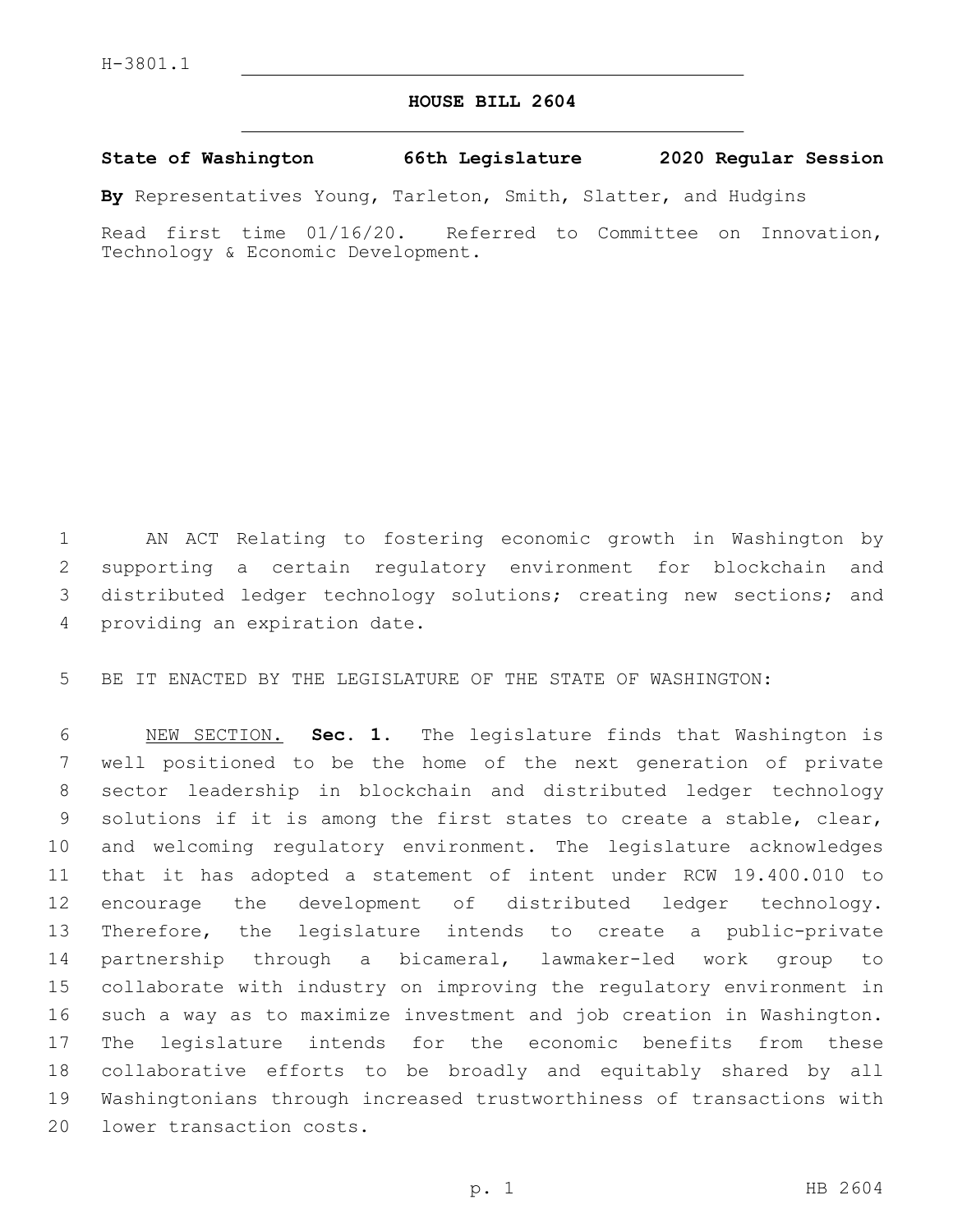H-3801.1

# HOUSE BILL 2604

**State of Washington 66th Legislature 2020 Regular Session**

**By** Representatives Young, Tarleton, Smith, Slatter, and Hudgins

Read first time 01/16/20. Referred to Committee on Innovation, Technology & Economic Development.

AN ACT Relating to fostering economic growth in Washington by supporting a certain regulatory environment for blockchain and distributed ledger technology solutions; creating new sections; and providing an expiration date.

BE IT ENACTED BY THE LEGISLATURE OF THE STATE OF WASHINGTON:

NEW SECTION. **Sec. 1.** The legislature finds that Washington is well positioned to be the home of the next generation of private sector leadership in blockchain and distributed ledger technology solutions if it is among the first states to create a stable, clear, and welcoming regulatory environment. The legislature acknowledges that it has adopted a statement of intent under RCW 19.400.010 to encourage the development of distributed ledger technology. Therefore, the legislature intends to create a public-private partnership through a bicameral, lawmaker-led work group to collaborate with industry on improving the regulatory environment in such a way as to maximize investment and job creation in Washington. The legislature intends for the economic benefits from these collaborative efforts to be broadly and equitably shared by all Washingtonians through increased trustworthiness of transactions with lower transaction costs.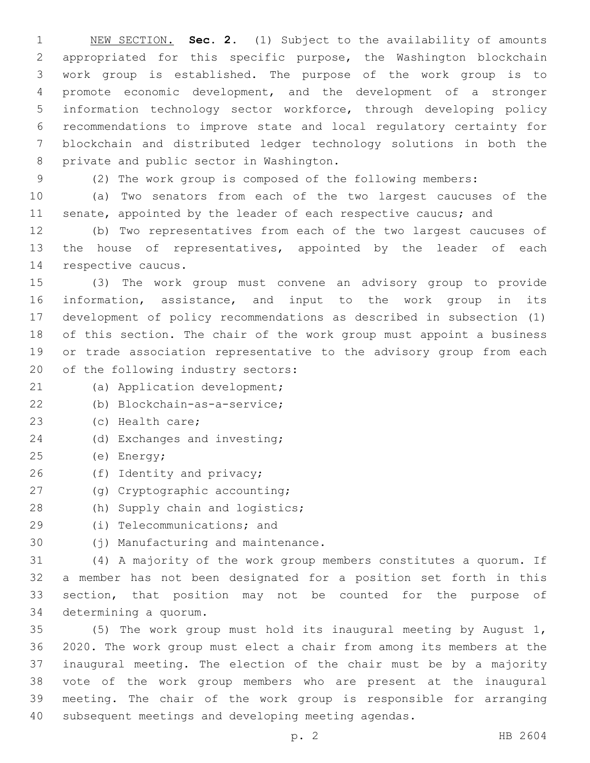NEW SECTION. **Sec. 2.** (1) Subject to the availability of amounts appropriated for this specific purpose, the Washington blockchain work group is established. The purpose of the work group is to promote economic development, and the development of a stronger information technology sector workforce, through developing policy recommendations to improve state and local regulatory certainty for blockchain and distributed ledger technology solutions in both the private and public sector in Washington.

(2) The work group is composed of the following members:

(a) Two senators from each of the two largest caucuses of the senate, appointed by the leader of each respective caucus; and

(b) Two representatives from each of the two largest caucuses of the house of representatives, appointed by the leader of each respective caucus.

(3) The work group must convene an advisory group to provide information, assistance, and input to the work group in its development of policy recommendations as described in subsection (1) of this section. The chair of the work group must appoint a business or trade association representative to the advisory group from each of the following industry sectors:

(a) Application development;

(b) Blockchain-as-a-service;

(c) Health care;

(d) Exchanges and investing;

(e) Energy;

(f) Identity and privacy;

(g) Cryptographic accounting;

(h) Supply chain and logistics;

(i) Telecommunications; and

(j) Manufacturing and maintenance.

(4) A majority of the work group members constitutes a quorum. If a member has not been designated for a position set forth in this section, that position may not be counted for the purpose of determining a quorum.

(5) The work group must hold its inaugural meeting by August 1, 2020. The work group must elect a chair from among its members at the inaugural meeting. The election of the chair must be by a majority vote of the work group members who are present at the inaugural meeting. The chair of the work group is responsible for arranging subsequent meetings and developing meeting agendas.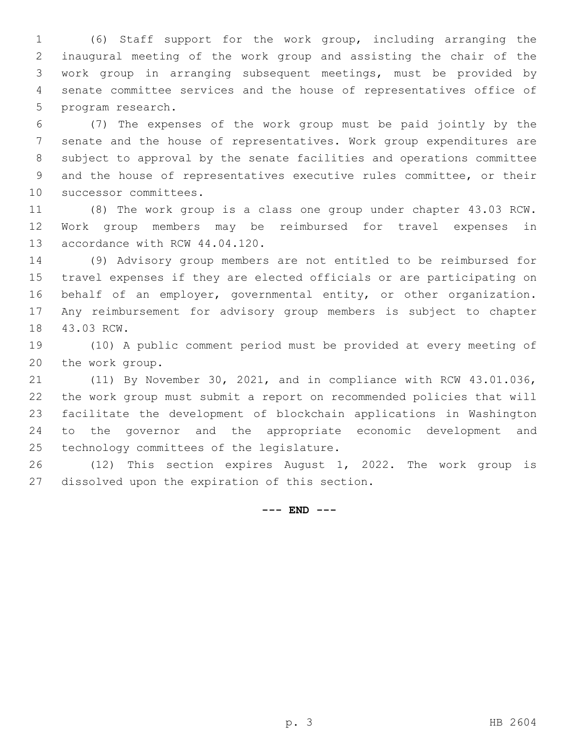(6) Staff support for the work group, including arranging the inaugural meeting of the work group and assisting the chair of the work group in arranging subsequent meetings, must be provided by senate committee services and the house of representatives office of program research.

(7) The expenses of the work group must be paid jointly by the senate and the house of representatives. Work group expenditures are subject to approval by the senate facilities and operations committee and the house of representatives executive rules committee, or their successor committees.

(8) The work group is a class one group under chapter 43.03 RCW. Work group members may be reimbursed for travel expenses in accordance with RCW 44.04.120.

(9) Advisory group members are not entitled to be reimbursed for travel expenses if they are elected officials or are participating on behalf of an employer, governmental entity, or other organization. Any reimbursement for advisory group members is subject to chapter 43.03 RCW.

(10) A public comment period must be provided at every meeting of the work group.

(11) By November 30, 2021, and in compliance with RCW 43.01.036, the work group must submit a report on recommended policies that will facilitate the development of blockchain applications in Washington to the governor and the appropriate economic development and technology committees of the legislature.

(12) This section expires August 1, 2022. The work group is dissolved upon the expiration of this section.

**--- END ---**